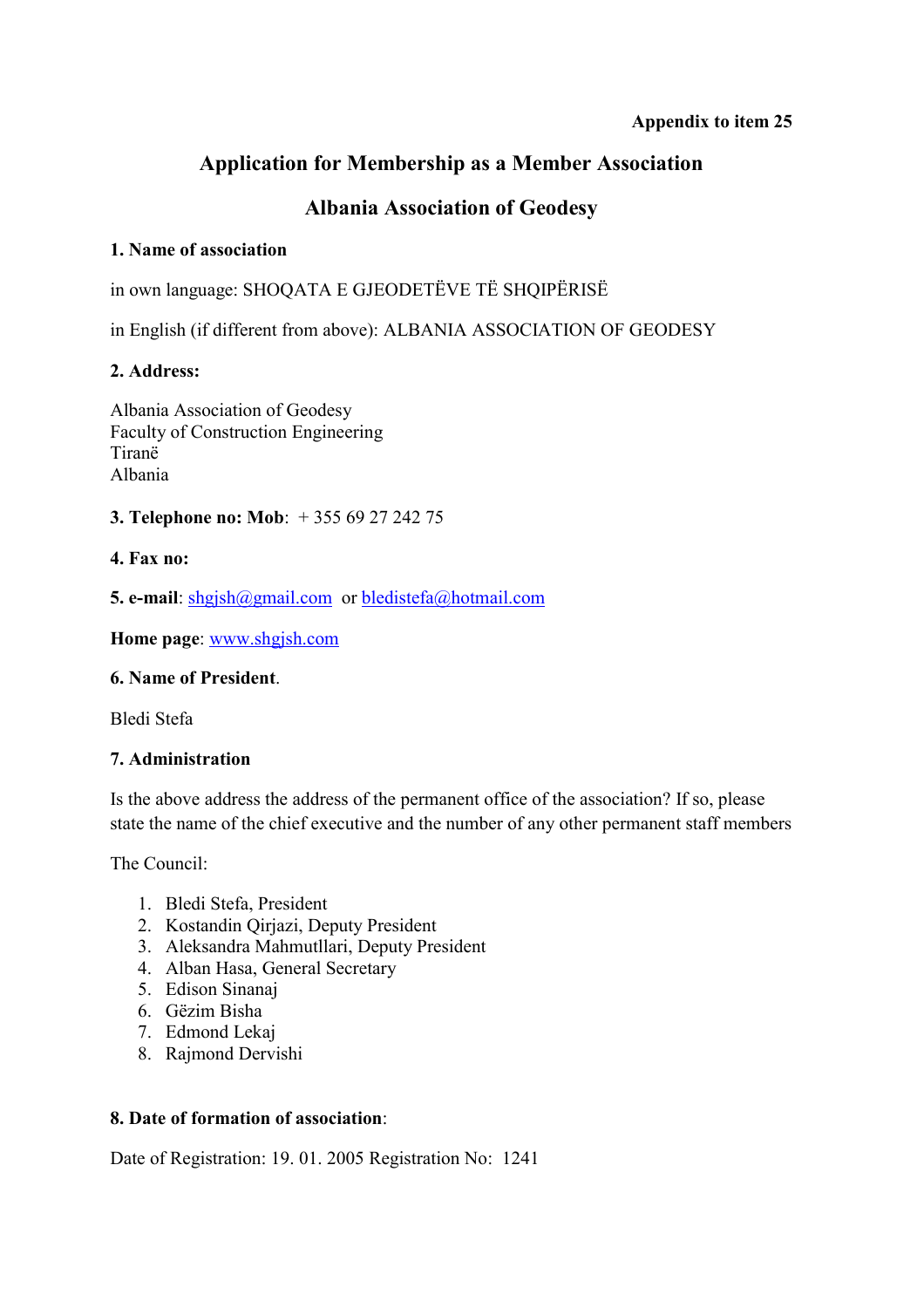**Appendix to item 25**

# Application for Membership as a Member Association

## Albania Association of Geodesy

### 1. Name of association

in own language: SHOQATA E GJEODETËVE TË SHQIPËRISË

in English (if different from above): ALBANIA ASSOCIATION OF GEODESY

### 2. Address:

Albania Association of Geodesy
Faculty of Construction Engineering
Tiranë
Albania

**3. Telephone no: Mob**: + 355 69 27 242 75

**4. Fax no:**

**5. e-mail**: shgjsh@gmail.com or bledistefa@hotmail.com

**Home page**: www.shgjsh.com

### 6. Name of President.

Bledi Stefa

### 7. Administration

Is the above address the address of the permanent office of the association? If so, please state the name of the chief executive and the number of any other permanent staff members

The Council:

1. Bledi Stefa, President
2. Kostandin Qirjazi, Deputy President
3. Aleksandra Mahmutllari, Deputy President
4. Alban Hasa, General Secretary
5. Edison Sinanaj
6. Gëzim Bisha
7. Edmond Lekaj
8. Rajmond Dervishi

**8. Date of formation of association**:

Date of Registration: 19. 01. 2005 Registration No: 1241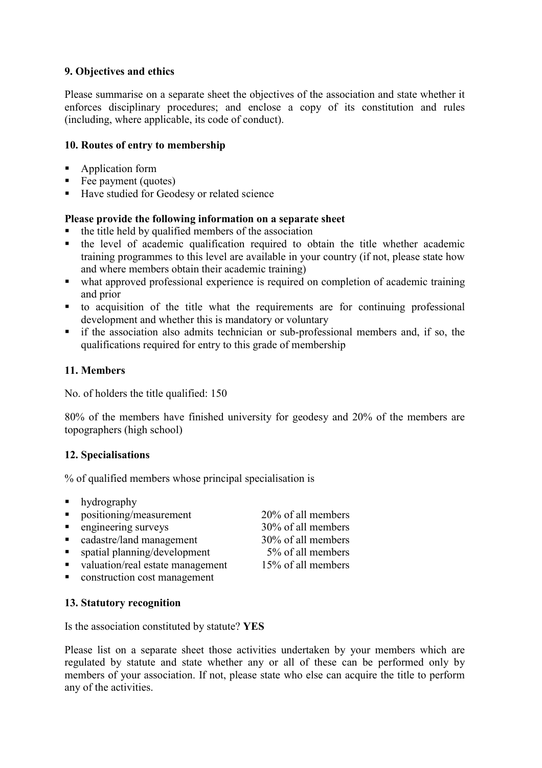### 9. Objectives and ethics

Please summarise on a separate sheet the objectives of the association and state whether it enforces disciplinary procedures; and enclose a copy of its constitution and rules (including, where applicable, its code of conduct).

### 10. Routes of entry to membership

- Application form
- Fee payment (quotes)
- Have studied for Geodesy or related science

**Please provide the following information on a separate sheet**

- the title held by qualified members of the association
- the level of academic qualification required to obtain the title whether academic training programmes to this level are available in your country (if not, please state how and where members obtain their academic training)
- what approved professional experience is required on completion of academic training and prior
- to acquisition of the title what the requirements are for continuing professional development and whether this is mandatory or voluntary
- if the association also admits technician or sub-professional members and, if so, the qualifications required for entry to this grade of membership

### 11. Members

No. of holders the title qualified: 150

80% of the members have finished university for geodesy and 20% of the members are topographers (high school)

### 12. Specialisations

% of qualified members whose principal specialisation is

- hydrography
- positioning/measurement 20% of all members
- engineering surveys 30% of all members
- cadastre/land management 30% of all members
- spatial planning/development 5% of all members
- valuation/real estate management 15% of all members
- construction cost management

### 13. Statutory recognition

Is the association constituted by statute? **YES**

Please list on a separate sheet those activities undertaken by your members which are regulated by statute and state whether any or all of these can be performed only by members of your association. If not, please state who else can acquire the title to perform any of the activities.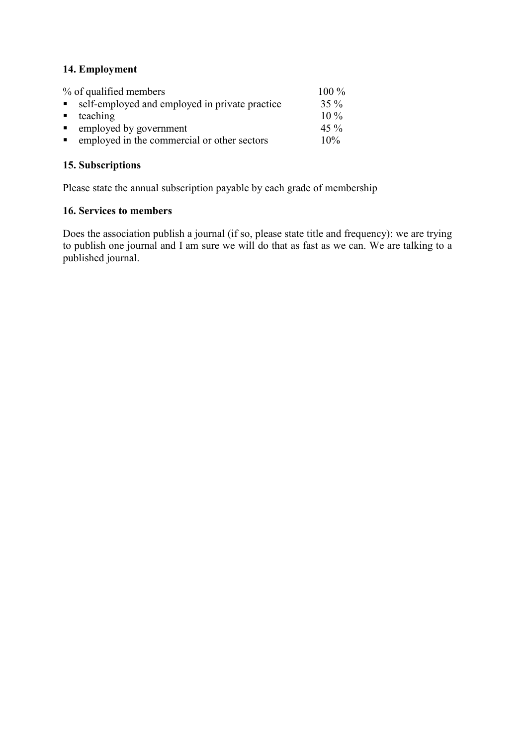## 14. Employment

% of qualified members 100 %

- self-employed and employed in private practice 35 %
- teaching 10 %
- employed by government 45 %
- employed in the commercial or other sectors 10%

## 15. Subscriptions

Please state the annual subscription payable by each grade of membership

## 16. Services to members

Does the association publish a journal (if so, please state title and frequency): we are trying to publish one journal and I am sure we will do that as fast as we can. We are talking to a published journal.